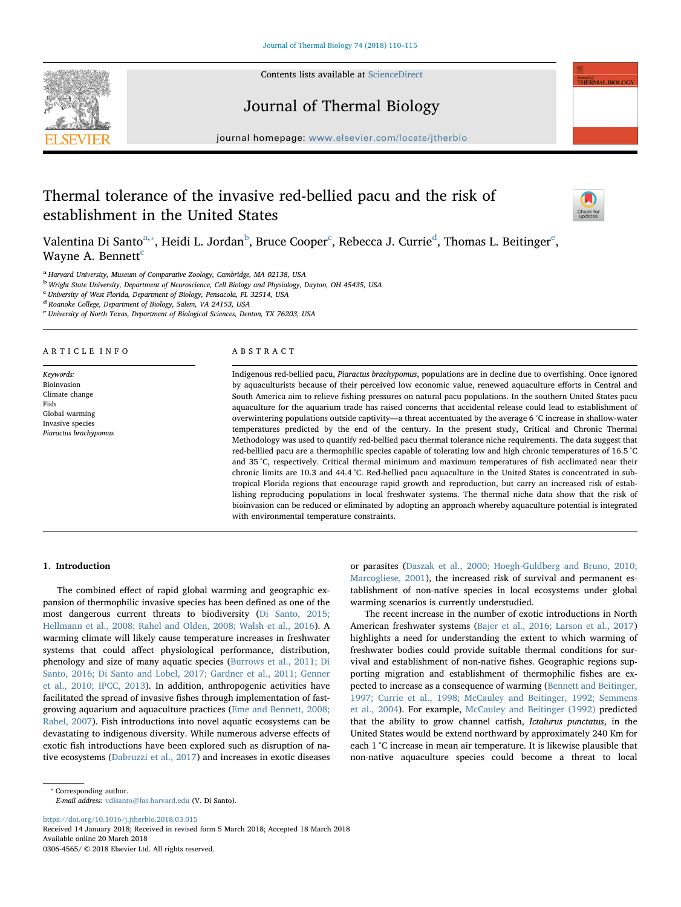# Thermal tolerance of the invasive red-bellied pacu and the risk of establishment in the United States

Valentina Di Santo[a,*], Heidi L. Jordan[b], Bruce Cooper[c], Rebecca J. Currie[d], Thomas L. Beitinger[e], Wayne A. Bennett[c]

[a] Harvard University, Museum of Comparative Zoology, Cambridge, MA 02138, USA
[b] Wright State University, Department of Neuroscience, Cell Biology and Physiology, Dayton, OH 45435, USA
[c] University of West Florida, Department of Biology, Pensacola, FL 32514, USA
[d] Roanoke College, Department of Biology, Salem, VA 24153, USA
[e] University of North Texas, Department of Biological Sciences, Denton, TX 76203, USA

## ARTICLE INFO

*Keywords:*
Bioinvasion
Climate change
Fish
Global warming
Invasive species
*Piaractus brachypomus*

## ABSTRACT

Indigenous red-bellied pacu, *Piaractus brachypomus*, populations are in decline due to overfishing. Once ignored by aquaculturists because of their perceived low economic value, renewed aquaculture efforts in Central and South America aim to relieve fishing pressures on natural pacu populations. In the southern United States pacu aquaculture for the aquarium trade has raised concerns that accidental release could lead to establishment of overwintering populations outside captivity—a threat accentuated by the average 6 °C increase in shallow-water temperatures predicted by the end of the century. In the present study, Critical and Chronic Thermal Methodology was used to quantify red-bellied pacu thermal tolerance niche requirements. The data suggest that red-belllied pacu are a thermophilic species capable of tolerating low and high chronic temperatures of 16.5 °C and 35 °C, respectively. Critical thermal minimum and maximum temperatures of fish acclimated near their chronic limits are 10.3 and 44.4 °C. Red-bellied pacu aquaculture in the United States is concentrated in subtropical Florida regions that encourage rapid growth and reproduction, but carry an increased risk of establishing reproducing populations in local freshwater systems. The thermal niche data show that the risk of bioinvasion can be reduced or eliminated by adopting an approach whereby aquaculture potential is integrated with environmental temperature constraints.

## 1. Introduction

The combined effect of rapid global warming and geographic expansion of thermophilic invasive species has been defined as one of the most dangerous current threats to biodiversity (Di Santo, 2015; Hellmann et al., 2008; Rahel and Olden, 2008; Walsh et al., 2016). A warming climate will likely cause temperature increases in freshwater systems that could affect physiological performance, distribution, phenology and size of many aquatic species (Burrows et al., 2011; Di Santo, 2016; Di Santo and Lobel, 2017; Gardner et al., 2011; Genner et al., 2010; IPCC, 2013). In addition, anthropogenic activities have facilitated the spread of invasive fishes through implementation of fast-growing aquarium and aquaculture practices (Eme and Bennett, 2008; Rahel, 2007). Fish introductions into novel aquatic ecosystems can be devastating to indigenous diversity. While numerous adverse effects of exotic fish introductions have been explored such as disruption of native ecosystems (Dabruzzi et al., 2017) and increases in exotic diseases or parasites (Daszak et al., 2000; Hoegh-Guldberg and Bruno, 2010; Marcogliese, 2001), the increased risk of survival and permanent establishment of non-native species in local ecosystems under global warming scenarios is currently understudied.

The recent increase in the number of exotic introductions in North American freshwater systems (Bajer et al., 2016; Larson et al., 2017) highlights a need for understanding the extent to which warming of freshwater bodies could provide suitable thermal conditions for survival and establishment of non-native fishes. Geographic regions supporting migration and establishment of thermophilic fishes are expected to increase as a consequence of warming (Bennett and Beitinger, 1997; Currie et al., 1998; McCauley and Beitinger, 1992; Semmens et al., 2004). For example, McCauley and Beitinger (1992) predicted that the ability to grow channel catfish, *Ictalurus punctatus*, in the United States would be extend northward by approximately 240 Km for each 1 °C increase in mean air temperature. It is likewise plausible that non-native aquaculture species could become a threat to local

* Corresponding author.
*E-mail address:* vdisanto@fas.harvard.edu (V. Di Santo).

https://doi.org/10.1016/j.jtherbio.2018.03.015
Received 14 January 2018; Received in revised form 5 March 2018; Accepted 18 March 2018
Available online 20 March 2018
0306-4565/ © 2018 Elsevier Ltd. All rights reserved.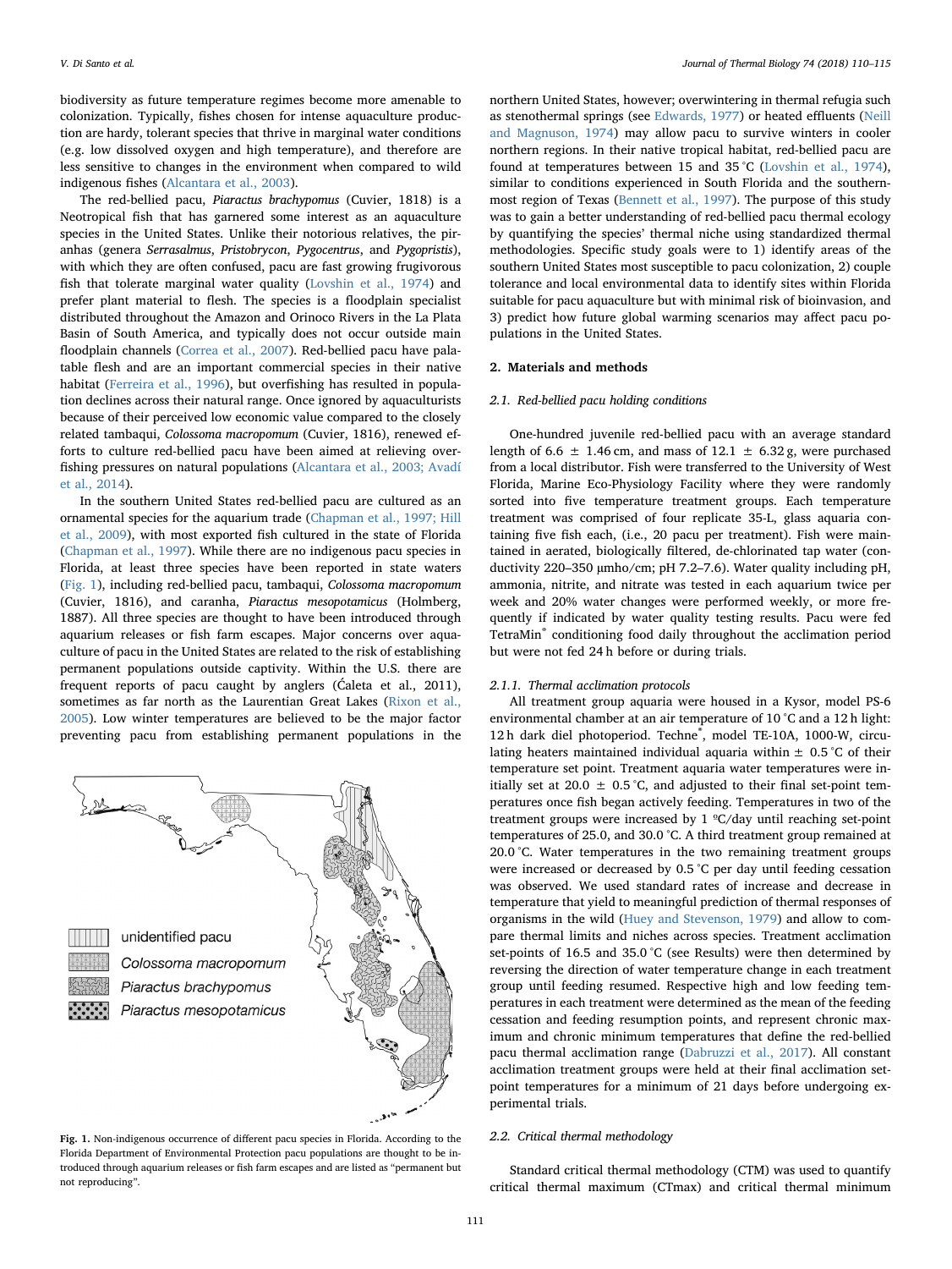biodiversity as future temperature regimes become more amenable to colonization. Typically, fishes chosen for intense aquaculture production are hardy, tolerant species that thrive in marginal water conditions (e.g. low dissolved oxygen and high temperature), and therefore are less sensitive to changes in the environment when compared to wild indigenous fishes (Alcantara et al., 2003).

The red-bellied pacu, *Piaractus brachypomus* (Cuvier, 1818) is a Neotropical fish that has garnered some interest as an aquaculture species in the United States. Unlike their notorious relatives, the piranhas (genera *Serrasalmus*, *Pristobrycon*, *Pygocentrus*, and *Pygopristis*), with which they are often confused, pacu are fast growing frugivorous fish that tolerate marginal water quality (Lovshin et al., 1974) and prefer plant material to flesh. The species is a floodplain specialist distributed throughout the Amazon and Orinoco Rivers in the La Plata Basin of South America, and typically does not occur outside main floodplain channels (Correa et al., 2007). Red-bellied pacu have palatable flesh and are an important commercial species in their native habitat (Ferreira et al., 1996), but overfishing has resulted in population declines across their natural range. Once ignored by aquaculturists because of their perceived low economic value compared to the closely related tambaqui, *Colossoma macropomum* (Cuvier, 1816), renewed efforts to culture red-bellied pacu have been aimed at relieving overfishing pressures on natural populations (Alcantara et al., 2003; Avadí et al., 2014).

In the southern United States red-bellied pacu are cultured as an ornamental species for the aquarium trade (Chapman et al., 1997; Hill et al., 2009), with most exported fish cultured in the state of Florida (Chapman et al., 1997). While there are no indigenous pacu species in Florida, at least three species have been reported in state waters (Fig. 1), including red-bellied pacu, tambaqui, *Colossoma macropomum* (Cuvier, 1816), and caranha, *Piaractus mesopotamicus* (Holmberg, 1887). All three species are thought to have been introduced through aquarium releases or fish farm escapes. Major concerns over aquaculture of pacu in the United States are related to the risk of establishing permanent populations outside captivity. Within the U.S. there are frequent reports of pacu caught by anglers (Ćaleta et al., 2011), sometimes as far north as the Laurentian Great Lakes (Rixon et al., 2005). Low winter temperatures are believed to be the major factor preventing pacu from establishing permanent populations in the northern United States, however; overwintering in thermal refugia such as stenothermal springs (see Edwards, 1977) or heated effluents (Neill and Magnuson, 1974) may allow pacu to survive winters in cooler northern regions. In their native tropical habitat, red-bellied pacu are found at temperatures between 15 and 35 °C (Lovshin et al., 1974), similar to conditions experienced in South Florida and the southernmost region of Texas (Bennett et al., 1997). The purpose of this study was to gain a better understanding of red-bellied pacu thermal ecology by quantifying the species' thermal niche using standardized thermal methodologies. Specific study goals were to 1) identify areas of the southern United States most susceptible to pacu colonization, 2) couple tolerance and local environmental data to identify sites within Florida suitable for pacu aquaculture but with minimal risk of bioinvasion, and 3) predict how future global warming scenarios may affect pacu populations in the United States.

unidentified pacu
*Colossoma macropomum*
*Piaractus brachypomus*
*Piaractus mesopotamicus*

**Fig. 1.** Non-indigenous occurrence of different pacu species in Florida. According to the Florida Department of Environmental Protection pacu populations are thought to be introduced through aquarium releases or fish farm escapes and are listed as "permanent but not reproducing".

## 2. Materials and methods

### 2.1. Red-bellied pacu holding conditions

One-hundred juvenile red-bellied pacu with an average standard length of 6.6 ± 1.46 cm, and mass of 12.1 ± 6.32 g, were purchased from a local distributor. Fish were transferred to the University of West Florida, Marine Eco-Physiology Facility where they were randomly sorted into five temperature treatment groups. Each temperature treatment was comprised of four replicate 35-L, glass aquaria containing five fish each, (i.e., 20 pacu per treatment). Fish were maintained in aerated, biologically filtered, de-chlorinated tap water (conductivity 220–350 μmho/cm; pH 7.2–7.6). Water quality including pH, ammonia, nitrite, and nitrate was tested in each aquarium twice per week and 20% water changes were performed weekly, or more frequently if indicated by water quality testing results. Pacu were fed TetraMin® conditioning food daily throughout the acclimation period but were not fed 24 h before or during trials.

#### 2.1.1. Thermal acclimation protocols

All treatment group aquaria were housed in a Kysor, model PS-6 environmental chamber at an air temperature of 10 °C and a 12 h light: 12 h dark diel photoperiod. Techne®, model TE-10A, 1000-W, circulating heaters maintained individual aquaria within ± 0.5 °C of their temperature set point. Treatment aquaria water temperatures were initially set at 20.0 ± 0.5 °C, and adjusted to their final set-point temperatures once fish began actively feeding. Temperatures in two of the treatment groups were increased by 1 ºC/day until reaching set-point temperatures of 25.0, and 30.0 °C. A third treatment group remained at 20.0 °C. Water temperatures in the two remaining treatment groups were increased or decreased by 0.5 °C per day until feeding cessation was observed. We used standard rates of increase and decrease in temperature that yield to meaningful prediction of thermal responses of organisms in the wild (Huey and Stevenson, 1979) and allow to compare thermal limits and niches across species. Treatment acclimation set-points of 16.5 and 35.0 °C (see Results) were then determined by reversing the direction of water temperature change in each treatment group until feeding resumed. Respective high and low feeding temperatures in each treatment were determined as the mean of the feeding cessation and feeding resumption points, and represent chronic maximum and chronic minimum temperatures that define the red-bellied pacu thermal acclimation range (Dabruzzi et al., 2017). All constant acclimation treatment groups were held at their final acclimation set-point temperatures for a minimum of 21 days before undergoing experimental trials.

### 2.2. Critical thermal methodology

Standard critical thermal methodology (CTM) was used to quantify critical thermal maximum (CTmax) and critical thermal minimum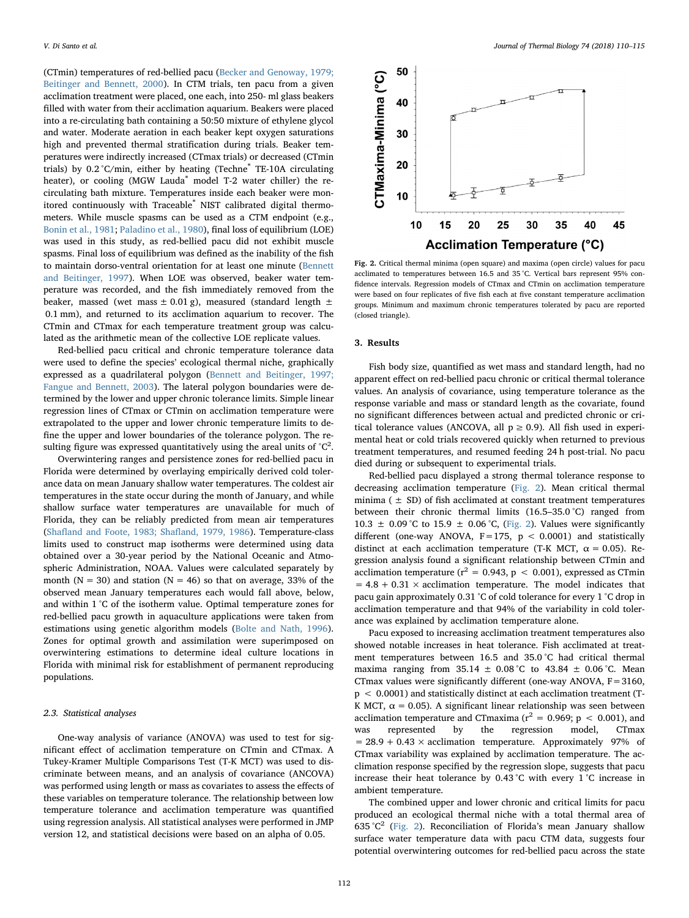(CTmin) temperatures of red-bellied pacu (Becker and Genoway, 1979; Beitinger and Bennett, 2000). In CTM trials, ten pacu from a given acclimation treatment were placed, one each, into 250- ml glass beakers filled with water from their acclimation aquarium. Beakers were placed into a re-circulating bath containing a 50:50 mixture of ethylene glycol and water. Moderate aeration in each beaker kept oxygen saturations high and prevented thermal stratification during trials. Beaker temperatures were indirectly increased (CTmax trials) or decreased (CTmin trials) by 0.2 °C/min, either by heating (Techne® TE-10A circulating heater), or cooling (MGW Lauda® model T-2 water chiller) the re-circulating bath mixture. Temperatures inside each beaker were monitored continuously with Traceable® NIST calibrated digital thermometers. While muscle spasms can be used as a CTM endpoint (e.g., Bonin et al., 1981; Paladino et al., 1980), final loss of equilibrium (LOE) was used in this study, as red-bellied pacu did not exhibit muscle spasms. Final loss of equilibrium was defined as the inability of the fish to maintain dorso-ventral orientation for at least one minute (Bennett and Beitinger, 1997). When LOE was observed, beaker water temperature was recorded, and the fish immediately removed from the beaker, massed (wet mass ± 0.01 g), measured (standard length ± 0.1 mm), and returned to its acclimation aquarium to recover. The CTmin and CTmax for each temperature treatment group was calculated as the arithmetic mean of the collective LOE replicate values.

Red-bellied pacu critical and chronic temperature tolerance data were used to define the species' ecological thermal niche, graphically expressed as a quadrilateral polygon (Bennett and Beitinger, 1997; Fangue and Bennett, 2003). The lateral polygon boundaries were determined by the lower and upper chronic tolerance limits. Simple linear regression lines of CTmax or CTmin on acclimation temperature were extrapolated to the upper and lower chronic temperature limits to define the upper and lower boundaries of the tolerance polygon. The resulting figure was expressed quantitatively using the areal units of °C$^2$.

Overwintering ranges and persistence zones for red-bellied pacu in Florida were determined by overlaying empirically derived cold tolerance data on mean January shallow water temperatures. The coldest air temperatures in the state occur during the month of January, and while shallow surface water temperatures are unavailable for much of Florida, they can be reliably predicted from mean air temperatures (Shafland and Foote, 1983; Shafland, 1979, 1986). Temperature-class limits used to construct map isotherms were determined using data obtained over a 30-year period by the National Oceanic and Atmospheric Administration, NOAA. Values were calculated separately by month (N = 30) and station (N = 46) so that on average, 33% of the observed mean January temperatures each would fall above, below, and within 1 °C of the isotherm value. Optimal temperature zones for red-bellied pacu growth in aquaculture applications were taken from estimations using genetic algorithm models (Bolte and Nath, 1996). Zones for optimal growth and assimilation were superimposed on overwintering estimations to determine ideal culture locations in Florida with minimal risk for establishment of permanent reproducing populations.

### 2.3. Statistical analyses

One-way analysis of variance (ANOVA) was used to test for significant effect of acclimation temperature on CTmin and CTmax. A Tukey-Kramer Multiple Comparisons Test (T-K MCT) was used to discriminate between means, and an analysis of covariance (ANCOVA) was performed using length or mass as covariates to assess the effects of these variables on temperature tolerance. The relationship between low temperature tolerance and acclimation temperature was quantified using regression analysis. All statistical analyses were performed in JMP version 12, and statistical decisions were based on an alpha of 0.05.

**Fig. 2.** Critical thermal minima (open square) and maxima (open circle) values for pacu acclimated to temperatures between 16.5 and 35 °C. Vertical bars represent 95% confidence intervals. Regression models of CTmax and CTmin on acclimation temperature were based on four replicates of five fish each at five constant temperature acclimation groups. Minimum and maximum chronic temperatures tolerated by pacu are reported (closed triangle).

## 3. Results

Fish body size, quantified as wet mass and standard length, had no apparent effect on red-bellied pacu chronic or critical thermal tolerance values. An analysis of covariance, using temperature tolerance as the response variable and mass or standard length as the covariate, found no significant differences between actual and predicted chronic or critical tolerance values (ANCOVA, all $p \geq 0.9$). All fish used in experimental heat or cold trials recovered quickly when returned to previous treatment temperatures, and resumed feeding 24 h post-trial. No pacu died during or subsequent to experimental trials.

Red-bellied pacu displayed a strong thermal tolerance response to decreasing acclimation temperature (Fig. 2). Mean critical thermal minima (± SD) of fish acclimated at constant treatment temperatures between their chronic thermal limits (16.5–35.0 °C) ranged from 10.3 ± 0.09 °C to 15.9 ± 0.06 °C, (Fig. 2). Values were significantly different (one-way ANOVA, $F = 175$, $p < 0.0001$) and statistically distinct at each acclimation temperature (T-K MCT, $\alpha = 0.05$). Regression analysis found a significant relationship between CTmin and acclimation temperature ($r^2 = 0.943$, $p < 0.001$), expressed as CTmin = 4.8 + 0.31 × acclimation temperature. The model indicates that pacu gain approximately 0.31 °C of cold tolerance for every 1 °C drop in acclimation temperature and that 94% of the variability in cold tolerance was explained by acclimation temperature alone.

Pacu exposed to increasing acclimation treatment temperatures also showed notable increases in heat tolerance. Fish acclimated at treatment temperatures between 16.5 and 35.0 °C had critical thermal maxima ranging from 35.14 ± 0.08 °C to 43.84 ± 0.06 °C. Mean CTmax values were significantly different (one-way ANOVA, $F = 3160$, $p < 0.0001$) and statistically distinct at each acclimation treatment (T-K MCT, $\alpha = 0.05$). A significant linear relationship was seen between acclimation temperature and CTmaxima ($r^2 = 0.969$; $p < 0.001$), and was represented by the regression model, CTmax = 28.9 + 0.43 × acclimation temperature. Approximately 97% of CTmax variability was explained by acclimation temperature. The acclimation response specified by the regression slope, suggests that pacu increase their heat tolerance by 0.43 °C with every 1 °C increase in ambient temperature.

The combined upper and lower chronic and critical limits for pacu produced an ecological thermal niche with a total thermal area of 635 °C$^2$ (Fig. 2). Reconciliation of Florida's mean January shallow surface water temperature data with pacu CTM data, suggests four potential overwintering outcomes for red-bellied pacu across the state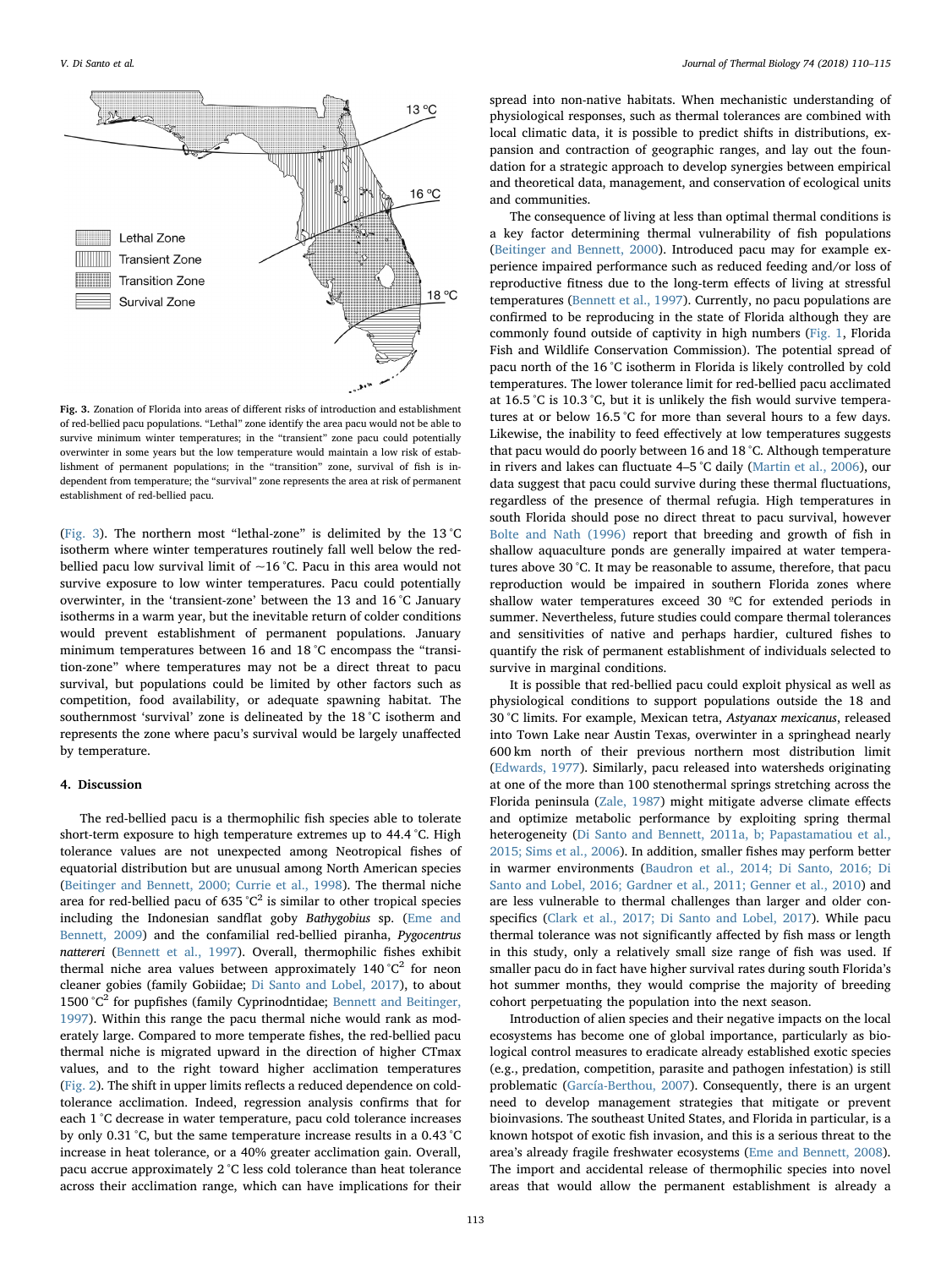Fig. 3. Zonation of Florida into areas of different risks of introduction and establishment of red-bellied pacu populations. "Lethal" zone identify the area pacu would not be able to survive minimum winter temperatures; in the "transient" zone pacu could potentially overwinter in some years but the low temperature would maintain a low risk of establishment of permanent populations; in the "transition" zone, survival of fish is independent from temperature; the "survival" zone represents the area at risk of permanent establishment of red-bellied pacu.

(Fig. 3). The northern most "lethal-zone" is delimited by the 13 °C isotherm where winter temperatures routinely fall well below the red-bellied pacu low survival limit of ~16 °C. Pacu in this area would not survive exposure to low winter temperatures. Pacu could potentially overwinter, in the 'transient-zone' between the 13 and 16 °C January isotherms in a warm year, but the inevitable return of colder conditions would prevent establishment of permanent populations. January minimum temperatures between 16 and 18 °C encompass the "transition-zone" where temperatures may not be a direct threat to pacu survival, but populations could be limited by other factors such as competition, food availability, or adequate spawning habitat. The southernmost 'survival' zone is delineated by the 18 °C isotherm and represents the zone where pacu's survival would be largely unaffected by temperature.

## 4. Discussion

The red-bellied pacu is a thermophilic fish species able to tolerate short-term exposure to high temperature extremes up to 44.4 °C. High tolerance values are not unexpected among Neotropical fishes of equatorial distribution but are unusual among North American species (Beitinger and Bennett, 2000; Currie et al., 1998). The thermal niche area for red-bellied pacu of 635 °C$^2$ is similar to other tropical species including the Indonesian sandflat goby *Bathygobius* sp. (Eme and Bennett, 2009) and the confamilial red-bellied piranha, *Pygocentrus nattereri* (Bennett et al., 1997). Overall, thermophilic fishes exhibit thermal niche area values between approximately 140 °C$^2$ for neon cleaner gobies (family Gobiidae; Di Santo and Lobel, 2017), to about 1500 °C$^2$ for pupfishes (family Cyprinodntidae; Bennett and Beitinger, 1997). Within this range the pacu thermal niche would rank as moderately large. Compared to more temperate fishes, the red-bellied pacu thermal niche is migrated upward in the direction of higher CTmax values, and to the right toward higher acclimation temperatures (Fig. 2). The shift in upper limits reflects a reduced dependence on cold-tolerance acclimation. Indeed, regression analysis confirms that for each 1 °C decrease in water temperature, pacu cold tolerance increases by only 0.31 °C, but the same temperature increase results in a 0.43 °C increase in heat tolerance, or a 40% greater acclimation gain. Overall, pacu accrue approximately 2 °C less cold tolerance than heat tolerance across their acclimation range, which can have implications for their spread into non-native habitats. When mechanistic understanding of physiological responses, such as thermal tolerances are combined with local climatic data, it is possible to predict shifts in distributions, expansion and contraction of geographic ranges, and lay out the foundation for a strategic approach to develop synergies between empirical and theoretical data, management, and conservation of ecological units and communities.

The consequence of living at less than optimal thermal conditions is a key factor determining thermal vulnerability of fish populations (Beitinger and Bennett, 2000). Introduced pacu may for example experience impaired performance such as reduced feeding and/or loss of reproductive fitness due to the long-term effects of living at stressful temperatures (Bennett et al., 1997). Currently, no pacu populations are confirmed to be reproducing in the state of Florida although they are commonly found outside of captivity in high numbers (Fig. 1, Florida Fish and Wildlife Conservation Commission). The potential spread of pacu north of the 16 °C isotherm in Florida is likely controlled by cold temperatures. The lower tolerance limit for red-bellied pacu acclimated at 16.5 °C is 10.3 °C, but it is unlikely the fish would survive temperatures at or below 16.5 °C for more than several hours to a few days. Likewise, the inability to feed effectively at low temperatures suggests that pacu would do poorly between 16 and 18 °C. Although temperature in rivers and lakes can fluctuate 4–5 °C daily (Martin et al., 2006), our data suggest that pacu could survive during these thermal fluctuations, regardless of the presence of thermal refugia. High temperatures in south Florida should pose no direct threat to pacu survival, however Bolte and Nath (1996) report that breeding and growth of fish in shallow aquaculture ponds are generally impaired at water temperatures above 30 °C. It may be reasonable to assume, therefore, that pacu reproduction would be impaired in southern Florida zones where shallow water temperatures exceed 30 ºC for extended periods in summer. Nevertheless, future studies could compare thermal tolerances and sensitivities of native and perhaps hardier, cultured fishes to quantify the risk of permanent establishment of individuals selected to survive in marginal conditions.

It is possible that red-bellied pacu could exploit physical as well as physiological conditions to support populations outside the 18 and 30 °C limits. For example, Mexican tetra, *Astyanax mexicanus*, released into Town Lake near Austin Texas, overwinter in a springhead nearly 600 km north of their previous northern most distribution limit (Edwards, 1977). Similarly, pacu released into watersheds originating at one of the more than 100 stenothermal springs stretching across the Florida peninsula (Zale, 1987) might mitigate adverse climate effects and optimize metabolic performance by exploiting spring thermal heterogeneity (Di Santo and Bennett, 2011a, b; Papastamatiou et al., 2015; Sims et al., 2006). In addition, smaller fishes may perform better in warmer environments (Baudron et al., 2014; Di Santo, 2016; Di Santo and Lobel, 2016; Gardner et al., 2011; Genner et al., 2010) and are less vulnerable to thermal challenges than larger and older conspecifics (Clark et al., 2017; Di Santo and Lobel, 2017). While pacu thermal tolerance was not significantly affected by fish mass or length in this study, only a relatively small size range of fish was used. If smaller pacu do in fact have higher survival rates during south Florida's hot summer months, they would comprise the majority of breeding cohort perpetuating the population into the next season.

Introduction of alien species and their negative impacts on the local ecosystems has become one of global importance, particularly as biological control measures to eradicate already established exotic species (e.g., predation, competition, parasite and pathogen infestation) is still problematic (García-Berthou, 2007). Consequently, there is an urgent need to develop management strategies that mitigate or prevent bioinvasions. The southeast United States, and Florida in particular, is a known hotspot of exotic fish invasion, and this is a serious threat to the area's already fragile freshwater ecosystems (Eme and Bennett, 2008). The import and accidental release of thermophilic species into novel areas that would allow the permanent establishment is already a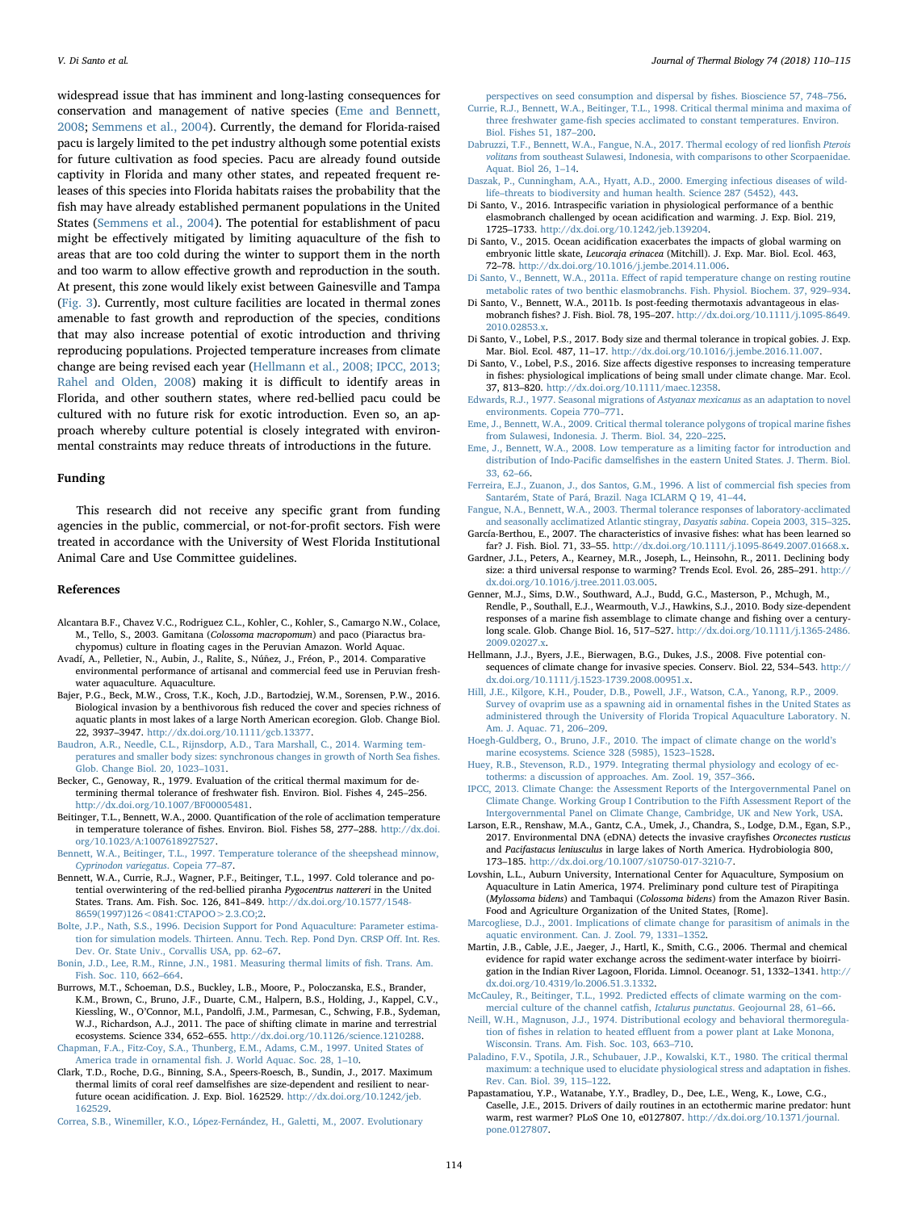widespread issue that has imminent and long-lasting consequences for conservation and management of native species (Eme and Bennett, 2008; Semmens et al., 2004). Currently, the demand for Florida-raised pacu is largely limited to the pet industry although some potential exists for future cultivation as food species. Pacu are already found outside captivity in Florida and many other states, and repeated frequent releases of this species into Florida habitats raises the probability that the fish may have already established permanent populations in the United States (Semmens et al., 2004). The potential for establishment of pacu might be effectively mitigated by limiting aquaculture of the fish to areas that are too cold during the winter to support them in the north and too warm to allow effective growth and reproduction in the south. At present, this zone would likely exist between Gainesville and Tampa (Fig. 3). Currently, most culture facilities are located in thermal zones amenable to fast growth and reproduction of the species, conditions that may also increase potential of exotic introduction and thriving reproducing populations. Projected temperature increases from climate change are being revised each year (Hellmann et al., 2008; IPCC, 2013; Rahel and Olden, 2008) making it is difficult to identify areas in Florida, and other southern states, where red-bellied pacu could be cultured with no future risk for exotic introduction. Even so, an approach whereby culture potential is closely integrated with environmental constraints may reduce threats of introductions in the future.

## Funding

This research did not receive any specific grant from funding agencies in the public, commercial, or not-for-profit sectors. Fish were treated in accordance with the University of West Florida Institutional Animal Care and Use Committee guidelines.

## References

Alcantara B.F., Chavez V.C., Rodriguez C.L., Kohler, C., Kohler, S., Camargo N.W., Colace, M., Tello, S., 2003. Gamitana (*Colossoma macropomum*) and paco (Piaractus brachypomus) culture in floating cages in the Peruvian Amazon. World Aquac.

Avadí, A., Pelletier, N., Aubin, J., Ralite, S., Núñez, J., Fréon, P., 2014. Comparative environmental performance of artisanal and commercial feed use in Peruvian freshwater aquaculture. Aquaculture.

Bajer, P.G., Beck, M.W., Cross, T.K., Koch, J.D., Bartodziej, W.M., Sorensen, P.W., 2016. Biological invasion by a benthivorous fish reduced the cover and species richness of aquatic plants in most lakes of a large North American ecoregion. Glob. Change Biol. 22, 3937–3947. http://dx.doi.org/10.1111/gcb.13377.

Baudron, A.R., Needle, C.L., Rijnsdorp, A.D., Tara Marshall, C., 2014. Warming temperatures and smaller body sizes: synchronous changes in growth of North Sea fishes. Glob. Change Biol. 20, 1023–1031.

Becker, C., Genoway, R., 1979. Evaluation of the critical thermal maximum for determining thermal tolerance of freshwater fish. Environ. Biol. Fishes 4, 245–256. http://dx.doi.org/10.1007/BF00005481.

Beitinger, T.L., Bennett, W.A., 2000. Quantification of the role of acclimation temperature in temperature tolerance of fishes. Environ. Biol. Fishes 58, 277–288. http://dx.doi.org/10.1023/A:1007618927527.

Bennett, W.A., Beitinger, T.L., 1997. Temperature tolerance of the sheepshead minnow, *Cyprinodon variegatus*. Copeia 77–87.

Bennett, W.A., Currie, R.J., Wagner, P.F., Beitinger, T.L., 1997. Cold tolerance and potential overwintering of the red-bellied piranha *Pygocentrus nattereri* in the United States. Trans. Am. Fish. Soc. 126, 841–849. http://dx.doi.org/10.1577/1548-8659(1997)126<0841:CTAPOO>2.3.CO;2.

Bolte, J.P., Nath, S.S., 1996. Decision Support for Pond Aquaculture: Parameter estimation for simulation models. Thirteen. Annu. Tech. Rep. Pond Dyn. CRSP Off. Int. Res. Dev. Or. State Univ., Corvallis USA, pp. 62–67.

Bonin, J.D., Lee, R.M., Rinne, J.N., 1981. Measuring thermal limits of fish. Trans. Am. Fish. Soc. 110, 662–664.

Burrows, M.T., Schoeman, D.S., Buckley, L.B., Moore, P., Poloczanska, E.S., Brander, K.M., Brown, C., Bruno, J.F., Duarte, C.M., Halpern, B.S., Holding, J., Kappel, C.V., Kiessling, W., O'Connor, M.I., Pandolfi, J.M., Parmesan, C., Schwing, F.B., Sydeman, W.J., Richardson, A.J., 2011. The pace of shifting climate in marine and terrestrial ecosystems. Science 334, 652–655. http://dx.doi.org/10.1126/science.1210288.

Chapman, F.A., Fitz-Coy, S.A., Thunberg, E.M., Adams, C.M., 1997. United States of America trade in ornamental fish. J. World Aquac. Soc. 28, 1–10.

Clark, T.D., Roche, D.G., Binning, S.A., Speers-Roesch, B., Sundin, J., 2017. Maximum thermal limits of coral reef damselfishes are size-dependent and resilient to near-future ocean acidification. J. Exp. Biol. 162529. http://dx.doi.org/10.1242/jeb.162529.

Correa, S.B., Winemiller, K.O., López-Fernández, H., Galetti, M., 2007. Evolutionary perspectives on seed consumption and dispersal by fishes. Bioscience 57, 748–756.

Currie, R.J., Bennett, W.A., Beitinger, T.L., 1998. Critical thermal minima and maxima of three freshwater game-fish species acclimated to constant temperatures. Environ. Biol. Fishes 51, 187–200.

Dabruzzi, T.F., Bennett, W.A., Fangue, N.A., 2017. Thermal ecology of red lionfish *Pterois volitans* from southeast Sulawesi, Indonesia, with comparisons to other Scorpaenidae. Aquat. Biol 26, 1–14.

Daszak, P., Cunningham, A.A., Hyatt, A.D., 2000. Emerging infectious diseases of wildlife–threats to biodiversity and human health. Science 287 (5452), 443.

Di Santo, V., 2016. Intraspecific variation in physiological performance of a benthic elasmobranch challenged by ocean acidification and warming. J. Exp. Biol. 219, 1725–1733. http://dx.doi.org/10.1242/jeb.139204.

Di Santo, V., 2015. Ocean acidification exacerbates the impacts of global warming on embryonic little skate, *Leucoraja erinacea* (Mitchill). J. Exp. Mar. Biol. Ecol. 463, 72–78. http://dx.doi.org/10.1016/j.jembe.2014.11.006.

Di Santo, V., Bennett, W.A., 2011a. Effect of rapid temperature change on resting routine metabolic rates of two benthic elasmobranchs. Fish. Physiol. Biochem. 37, 929–934.

Di Santo, V., Bennett, W.A., 2011b. Is post-feeding thermotaxis advantageous in elasmobranch fishes? J. Fish. Biol. 78, 195–207. http://dx.doi.org/10.1111/j.1095-8649.2010.02853.x.

Di Santo, V., Lobel, P.S., 2017. Body size and thermal tolerance in tropical gobies. J. Exp. Mar. Biol. Ecol. 487, 11–17. http://dx.doi.org/10.1016/j.jembe.2016.11.007.

Di Santo, V., Lobel, P.S., 2016. Size affects digestive responses to increasing temperature in fishes: physiological implications of being small under climate change. Mar. Ecol. 37, 813–820. http://dx.doi.org/10.1111/maec.12358.

Edwards, R.J., 1977. Seasonal migrations of *Astyanax mexicanus* as an adaptation to novel environments. Copeia 770–771.

Eme, J., Bennett, W.A., 2009. Critical thermal tolerance polygons of tropical marine fishes from Sulawesi, Indonesia. J. Therm. Biol. 34, 220–225.

Eme, J., Bennett, W.A., 2008. Low temperature as a limiting factor for introduction and distribution of Indo-Pacific damselfishes in the eastern United States. J. Therm. Biol. 33, 62–66.

Ferreira, E.J., Zuanon, J., dos Santos, G.M., 1996. A list of commercial fish species from Santarém, State of Pará, Brazil. Naga ICLARM Q 19, 41–44.

Fangue, N.A., Bennett, W.A., 2003. Thermal tolerance responses of laboratory-acclimated and seasonally acclimatized Atlantic stingray, *Dasyatis sabina*. Copeia 2003, 315–325.

García-Berthou, E., 2007. The characteristics of invasive fishes: what has been learned so far? J. Fish. Biol. 71, 33–55. http://dx.doi.org/10.1111/j.1095-8649.2007.01668.x.

Gardner, J.L., Peters, A., Kearney, M.R., Joseph, L., Heinsohn, R., 2011. Declining body size: a third universal response to warming? Trends Ecol. Evol. 26, 285–291. http://dx.doi.org/10.1016/j.tree.2011.03.005.

Genner, M.J., Sims, D.W., Southward, A.J., Budd, G.C., Masterson, P., Mchugh, M., Rendle, P., Southall, E.J., Wearmouth, V.J., Hawkins, S.J., 2010. Body size-dependent responses of a marine fish assemblage to climate change and fishing over a century-long scale. Glob. Change Biol. 16, 517–527. http://dx.doi.org/10.1111/j.1365-2486.2009.02027.x.

Hellmann, J.J., Byers, J.E., Bierwagen, B.G., Dukes, J.S., 2008. Five potential consequences of climate change for invasive species. Conserv. Biol. 22, 534–543. http://dx.doi.org/10.1111/j.1523-1739.2008.00951.x.

Hill, J.E., Kilgore, K.H., Pouder, D.B., Powell, J.F., Watson, C.A., Yanong, R.P., 2009. Survey of ovaprim use as a spawning aid in ornamental fishes in the United States as administered through the University of Florida Tropical Aquaculture Laboratory. N. Am. J. Aquac. 71, 206–209.

Hoegh-Guldberg, O., Bruno, J.F., 2010. The impact of climate change on the world's marine ecosystems. Science 328 (5985), 1523–1528.

Huey, R.B., Stevenson, R.D., 1979. Integrating thermal physiology and ecology of ectotherms: a discussion of approaches. Am. Zool. 19, 357–366.

IPCC, 2013. Climate Change: the Assessment Reports of the Intergovernmental Panel on Climate Change. Working Group I Contribution to the Fifth Assessment Report of the Intergovernmental Panel on Climate Change, Cambridge, UK and New York, USA.

Larson, E.R., Renshaw, M.A., Gantz, C.A., Umek, J., Chandra, S., Lodge, D.M., Egan, S.P., 2017. Environmental DNA (eDNA) detects the invasive crayfishes *Orconectes rusticus* and *Pacifastacus leniusculus* in large lakes of North America. Hydrobiologia 800, 173–185. http://dx.doi.org/10.1007/s10750-017-3210-7.

Lovshin, L.L., Auburn University, International Center for Aquaculture, Symposium on Aquaculture in Latin America, 1974. Preliminary pond culture test of Pirapitinga (*Mylossoma bidens*) and Tambaqui (*Colossoma bidens*) from the Amazon River Basin. Food and Agriculture Organization of the United States, [Rome].

Marcogliese, D.J., 2001. Implications of climate change for parasitism of animals in the aquatic environment. Can. J. Zool. 79, 1331–1352.

Martin, J.B., Cable, J.E., Jaeger, J., Hartl, K., Smith, C.G., 2006. Thermal and chemical evidence for rapid water exchange across the sediment-water interface by bioirrigation in the Indian River Lagoon, Florida. Limnol. Oceanogr. 51, 1332–1341. http://dx.doi.org/10.4319/lo.2006.51.3.1332.

McCauley, R., Beitinger, T.L., 1992. Predicted effects of climate warming on the commercial culture of the channel catfish, *Ictalurus punctatus*. Geojournal 28, 61–66.

Neill, W.H., Magnuson, J.J., 1974. Distributional ecology and behavioral thermoregulation of fishes in relation to heated effluent from a power plant at Lake Monona, Wisconsin. Trans. Am. Fish. Soc. 103, 663–710.

Paladino, F.V., Spotila, J.R., Schubauer, J.P., Kowalski, K.T., 1980. The critical thermal maximum: a technique used to elucidate physiological stress and adaptation in fishes. Rev. Can. Biol. 39, 115–122.

Papastamatiou, Y.P., Watanabe, Y.Y., Bradley, D., Dee, L.E., Weng, K., Lowe, C.G., Caselle, J.E., 2015. Drivers of daily routines in an ectothermic marine predator: hunt warm, rest warmer? PLoS One 10, e0127807. http://dx.doi.org/10.1371/journal.pone.0127807.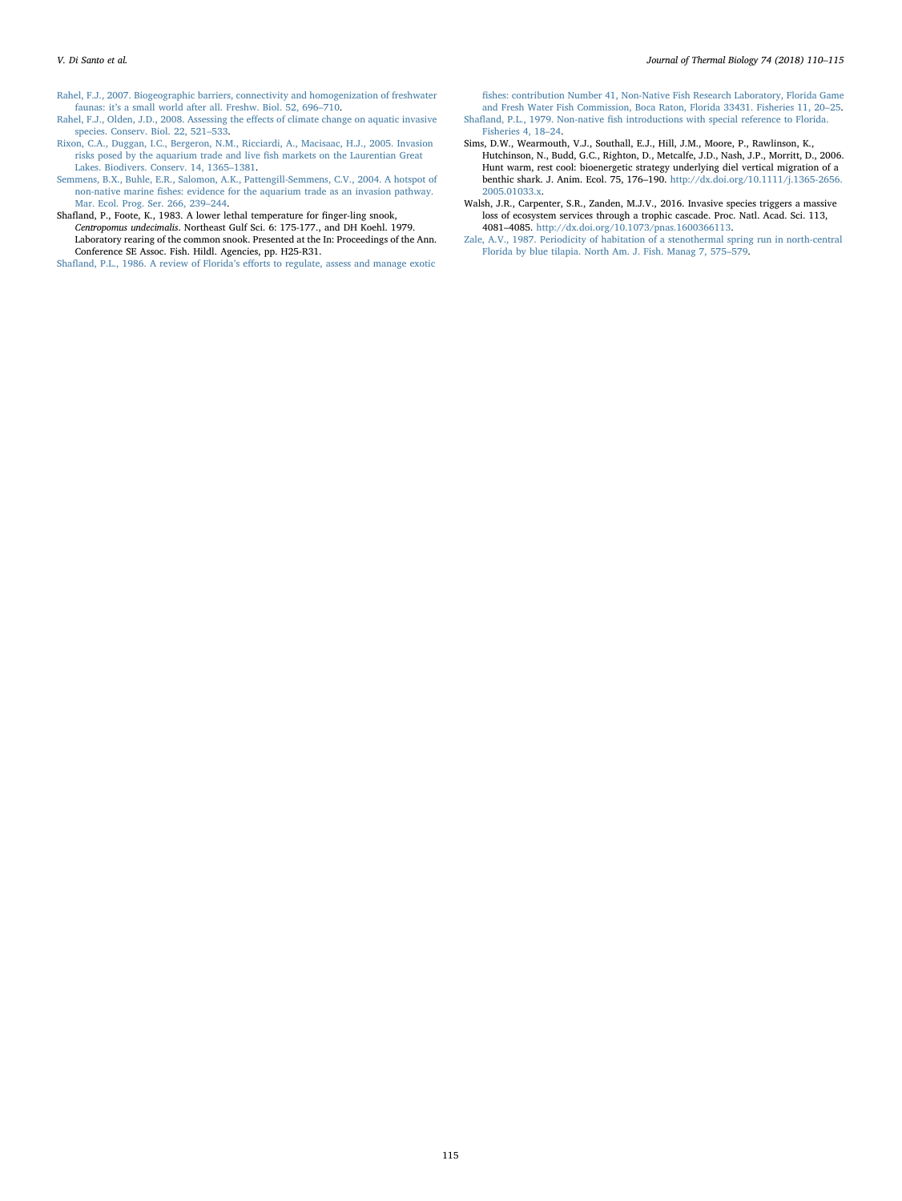Rahel, F.J., 2007. Biogeographic barriers, connectivity and homogenization of freshwater faunas: it's a small world after all. Freshw. Biol. 52, 696–710.

Rahel, F.J., Olden, J.D., 2008. Assessing the effects of climate change on aquatic invasive species. Conserv. Biol. 22, 521–533.

Rixon, C.A., Duggan, I.C., Bergeron, N.M., Ricciardi, A., Macisaac, H.J., 2005. Invasion risks posed by the aquarium trade and live fish markets on the Laurentian Great Lakes. Biodivers. Conserv. 14, 1365–1381.

Semmens, B.X., Buhle, E.R., Salomon, A.K., Pattengill-Semmens, C.V., 2004. A hotspot of non-native marine fishes: evidence for the aquarium trade as an invasion pathway. Mar. Ecol. Prog. Ser. 266, 239–244.

Shafland, P., Foote, K., 1983. A lower lethal temperature for finger-ling snook, *Centropomus undecimalis*. Northeast Gulf Sci. 6: 175-177., and DH Koehl. 1979. Laboratory rearing of the common snook. Presented at the In: Proceedings of the Ann. Conference SE Assoc. Fish. Hildl. Agencies, pp. H25-R31.

Shafland, P.L., 1986. A review of Florida's efforts to regulate, assess and manage exotic fishes: contribution Number 41, Non-Native Fish Research Laboratory, Florida Game and Fresh Water Fish Commission, Boca Raton, Florida 33431. Fisheries 11, 20–25.

Shafland, P.L., 1979. Non-native fish introductions with special reference to Florida. Fisheries 4, 18–24.

Sims, D.W., Wearmouth, V.J., Southall, E.J., Hill, J.M., Moore, P., Rawlinson, K., Hutchinson, N., Budd, G.C., Righton, D., Metcalfe, J.D., Nash, J.P., Morritt, D., 2006. Hunt warm, rest cool: bioenergetic strategy underlying diel vertical migration of a benthic shark. J. Anim. Ecol. 75, 176–190. http://dx.doi.org/10.1111/j.1365-2656.2005.01033.x.

Walsh, J.R., Carpenter, S.R., Zanden, M.J.V., 2016. Invasive species triggers a massive loss of ecosystem services through a trophic cascade. Proc. Natl. Acad. Sci. 113, 4081–4085. http://dx.doi.org/10.1073/pnas.1600366113.

Zale, A.V., 1987. Periodicity of habitation of a stenothermal spring run in north-central Florida by blue tilapia. North Am. J. Fish. Manag 7, 575–579.